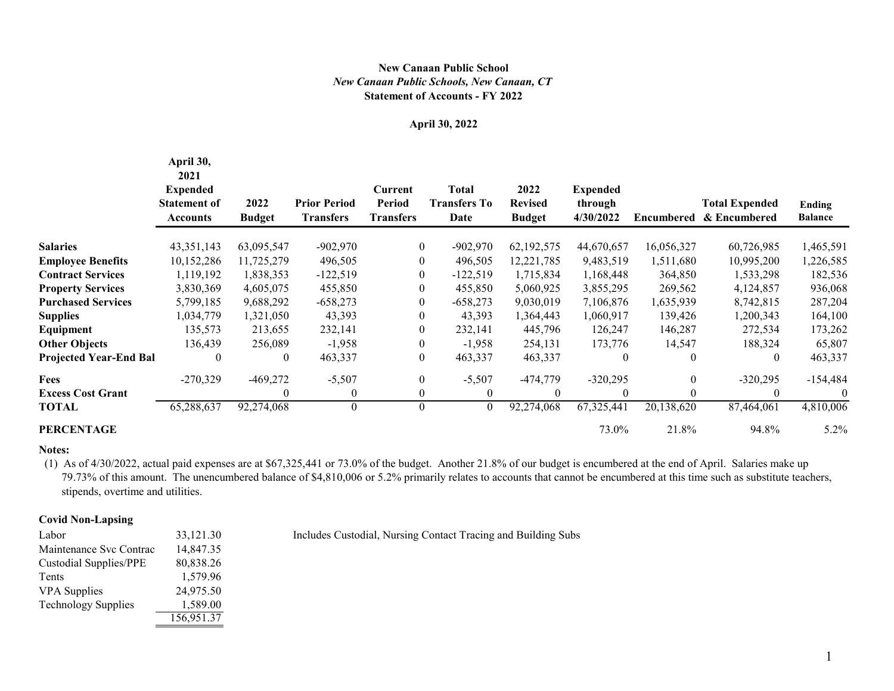**New Canaan Public School**
*New Canaan Public Schools, New Canaan, CT*
**Statement of Accounts - FY 2022**

**April 30, 2022**

| | April 30, 2021 Expended Statement of Accounts | 2022 Budget | Prior Period Transfers | Current Period Transfers | Total Transfers To Date | 2022 Revised Budget | Expended through 4/30/2022 | Encumbered | Total Expended & Encumbered | Ending Balance |
|---|---|---|---|---|---|---|---|---|---|---|
| **Salaries** | 43,351,143 | 63,095,547 | -902,970 | 0 | -902,970 | 62,192,575 | 44,670,657 | 16,056,327 | 60,726,985 | 1,465,591 |
| **Employee Benefits** | 10,152,286 | 11,725,279 | 496,505 | 0 | 496,505 | 12,221,785 | 9,483,519 | 1,511,680 | 10,995,200 | 1,226,585 |
| **Contract Services** | 1,119,192 | 1,838,353 | -122,519 | 0 | -122,519 | 1,715,834 | 1,168,448 | 364,850 | 1,533,298 | 182,536 |
| **Property Services** | 3,830,369 | 4,605,075 | 455,850 | 0 | 455,850 | 5,060,925 | 3,855,295 | 269,562 | 4,124,857 | 936,068 |
| **Purchased Services** | 5,799,185 | 9,688,292 | -658,273 | 0 | -658,273 | 9,030,019 | 7,106,876 | 1,635,939 | 8,742,815 | 287,204 |
| **Supplies** | 1,034,779 | 1,321,050 | 43,393 | 0 | 43,393 | 1,364,443 | 1,060,917 | 139,426 | 1,200,343 | 164,100 |
| **Equipment** | 135,573 | 213,655 | 232,141 | 0 | 232,141 | 445,796 | 126,247 | 146,287 | 272,534 | 173,262 |
| **Other Objects** | 136,439 | 256,089 | -1,958 | 0 | -1,958 | 254,131 | 173,776 | 14,547 | 188,324 | 65,807 |
| **Projected Year-End Bal** | 0 | 0 | 463,337 | 0 | 463,337 | 463,337 | 0 | 0 | 0 | 463,337 |
| **Fees** | -270,329 | -469,272 | -5,507 | 0 | -5,507 | -474,779 | -320,295 | 0 | -320,295 | -154,484 |
| **Excess Cost Grant** | | 0 | 0 | 0 | 0 | 0 | 0 | 0 | 0 | 0 |
| **TOTAL** | 65,288,637 | 92,274,068 | 0 | 0 | 0 | 92,274,068 | 67,325,441 | 20,138,620 | 87,464,061 | 4,810,006 |
| **PERCENTAGE** | | | | | | | 73.0% | 21.8% | 94.8% | 5.2% |

**Notes:**

(1) As of 4/30/2022, actual paid expenses are at $67,325,441 or 73.0% of the budget. Another 21.8% of our budget is encumbered at the end of April. Salaries make up 79.73% of this amount. The unencumbered balance of $4,810,006 or 5.2% primarily relates to accounts that cannot be encumbered at this time such as substitute teachers, stipends, overtime and utilities.

**Covid Non-Lapsing**

| | | |
|---|---|---|
| Labor | 33,121.30 | Includes Custodial, Nursing Contact Tracing and Building Subs |
| Maintenance Svc Contrac | 14,847.35 | |
| Custodial Supplies/PPE | 80,838.26 | |
| Tents | 1,579.96 | |
| VPA Supplies | 24,975.50 | |
| Technology Supplies | 1,589.00 | |
| | 156,951.37 | |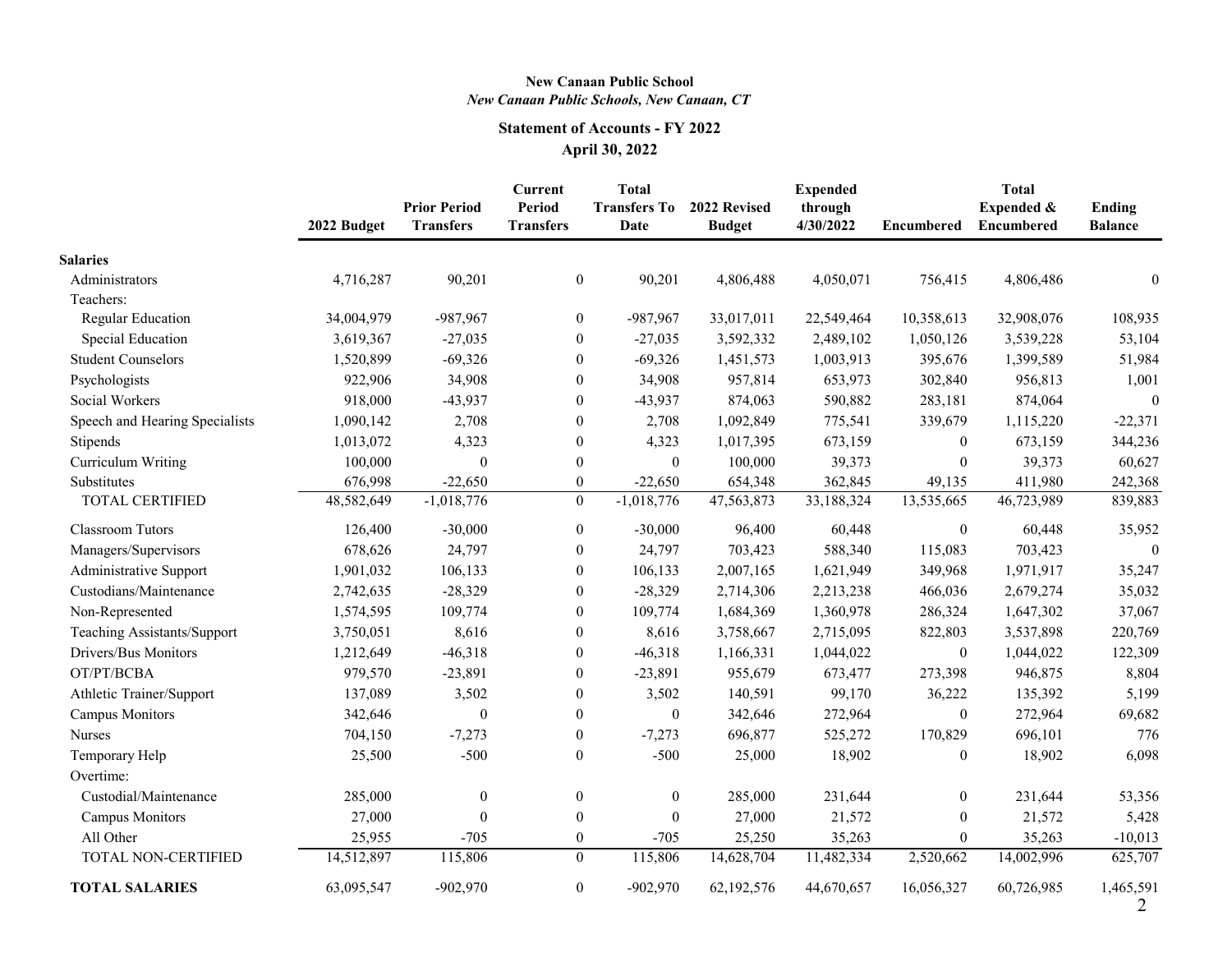**New Canaan Public School**
*New Canaan Public Schools, New Canaan, CT*

**Statement of Accounts - FY 2022**
**April 30, 2022**

| | 2022 Budget | Prior Period Transfers | Current Period Transfers | Total Transfers To Date | 2022 Revised Budget | Expended through 4/30/2022 | Encumbered | Total Expended & Encumbered | Ending Balance |
|---|---|---|---|---|---|---|---|---|---|
| **Salaries** | | | | | | | | | |
| Administrators | 4,716,287 | 90,201 | 0 | 90,201 | 4,806,488 | 4,050,071 | 756,415 | 4,806,486 | 0 |
| Teachers: | | | | | | | | | |
| Regular Education | 34,004,979 | -987,967 | 0 | -987,967 | 33,017,011 | 22,549,464 | 10,358,613 | 32,908,076 | 108,935 |
| Special Education | 3,619,367 | -27,035 | 0 | -27,035 | 3,592,332 | 2,489,102 | 1,050,126 | 3,539,228 | 53,104 |
| Student Counselors | 1,520,899 | -69,326 | 0 | -69,326 | 1,451,573 | 1,003,913 | 395,676 | 1,399,589 | 51,984 |
| Psychologists | 922,906 | 34,908 | 0 | 34,908 | 957,814 | 653,973 | 302,840 | 956,813 | 1,001 |
| Social Workers | 918,000 | -43,937 | 0 | -43,937 | 874,063 | 590,882 | 283,181 | 874,064 | 0 |
| Speech and Hearing Specialists | 1,090,142 | 2,708 | 0 | 2,708 | 1,092,849 | 775,541 | 339,679 | 1,115,220 | -22,371 |
| Stipends | 1,013,072 | 4,323 | 0 | 4,323 | 1,017,395 | 673,159 | 0 | 673,159 | 344,236 |
| Curriculum Writing | 100,000 | 0 | 0 | 0 | 100,000 | 39,373 | 0 | 39,373 | 60,627 |
| Substitutes | 676,998 | -22,650 | 0 | -22,650 | 654,348 | 362,845 | 49,135 | 411,980 | 242,368 |
| TOTAL CERTIFIED | 48,582,649 | -1,018,776 | 0 | -1,018,776 | 47,563,873 | 33,188,324 | 13,535,665 | 46,723,989 | 839,883 |
| Classroom Tutors | 126,400 | -30,000 | 0 | -30,000 | 96,400 | 60,448 | 0 | 60,448 | 35,952 |
| Managers/Supervisors | 678,626 | 24,797 | 0 | 24,797 | 703,423 | 588,340 | 115,083 | 703,423 | 0 |
| Administrative Support | 1,901,032 | 106,133 | 0 | 106,133 | 2,007,165 | 1,621,949 | 349,968 | 1,971,917 | 35,247 |
| Custodians/Maintenance | 2,742,635 | -28,329 | 0 | -28,329 | 2,714,306 | 2,213,238 | 466,036 | 2,679,274 | 35,032 |
| Non-Represented | 1,574,595 | 109,774 | 0 | 109,774 | 1,684,369 | 1,360,978 | 286,324 | 1,647,302 | 37,067 |
| Teaching Assistants/Support | 3,750,051 | 8,616 | 0 | 8,616 | 3,758,667 | 2,715,095 | 822,803 | 3,537,898 | 220,769 |
| Drivers/Bus Monitors | 1,212,649 | -46,318 | 0 | -46,318 | 1,166,331 | 1,044,022 | 0 | 1,044,022 | 122,309 |
| OT/PT/BCBA | 979,570 | -23,891 | 0 | -23,891 | 955,679 | 673,477 | 273,398 | 946,875 | 8,804 |
| Athletic Trainer/Support | 137,089 | 3,502 | 0 | 3,502 | 140,591 | 99,170 | 36,222 | 135,392 | 5,199 |
| Campus Monitors | 342,646 | 0 | 0 | 0 | 342,646 | 272,964 | 0 | 272,964 | 69,682 |
| Nurses | 704,150 | -7,273 | 0 | -7,273 | 696,877 | 525,272 | 170,829 | 696,101 | 776 |
| Temporary Help | 25,500 | -500 | 0 | -500 | 25,000 | 18,902 | 0 | 18,902 | 6,098 |
| Overtime: | | | | | | | | | |
| Custodial/Maintenance | 285,000 | 0 | 0 | 0 | 285,000 | 231,644 | 0 | 231,644 | 53,356 |
| Campus Monitors | 27,000 | 0 | 0 | 0 | 27,000 | 21,572 | 0 | 21,572 | 5,428 |
| All Other | 25,955 | -705 | 0 | -705 | 25,250 | 35,263 | 0 | 35,263 | -10,013 |
| TOTAL NON-CERTIFIED | 14,512,897 | 115,806 | 0 | 115,806 | 14,628,704 | 11,482,334 | 2,520,662 | 14,002,996 | 625,707 |
| **TOTAL SALARIES** | 63,095,547 | -902,970 | 0 | -902,970 | 62,192,576 | 44,670,657 | 16,056,327 | 60,726,985 | 1,465,591 |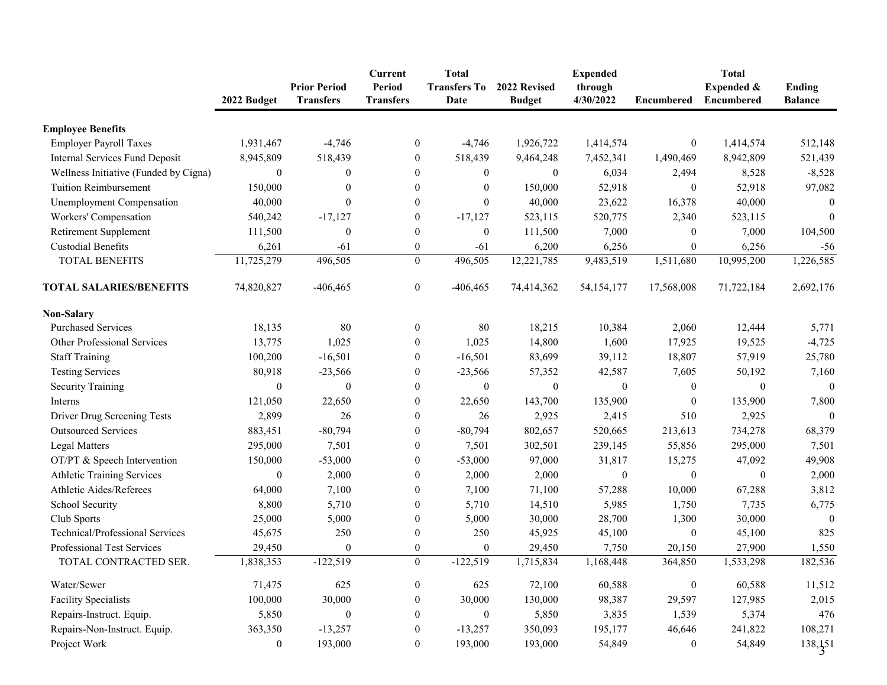| | 2022 Budget | Prior Period Transfers | Current Period Transfers | Total Transfers To Date | 2022 Revised Budget | Expended through 4/30/2022 | Encumbered | Total Expended & Encumbered | Ending Balance |
|---|---|---|---|---|---|---|---|---|---|
| **Employee Benefits** | | | | | | | | | |
| Employer Payroll Taxes | 1,931,467 | -4,746 | 0 | -4,746 | 1,926,722 | 1,414,574 | 0 | 1,414,574 | 512,148 |
| Internal Services Fund Deposit | 8,945,809 | 518,439 | 0 | 518,439 | 9,464,248 | 7,452,341 | 1,490,469 | 8,942,809 | 521,439 |
| Wellness Initiative (Funded by Cigna) | 0 | 0 | 0 | 0 | 0 | 6,034 | 2,494 | 8,528 | -8,528 |
| Tuition Reimbursement | 150,000 | 0 | 0 | 0 | 150,000 | 52,918 | 0 | 52,918 | 97,082 |
| Unemployment Compensation | 40,000 | 0 | 0 | 0 | 40,000 | 23,622 | 16,378 | 40,000 | 0 |
| Workers' Compensation | 540,242 | -17,127 | 0 | -17,127 | 523,115 | 520,775 | 2,340 | 523,115 | 0 |
| Retirement Supplement | 111,500 | 0 | 0 | 0 | 111,500 | 7,000 | 0 | 7,000 | 104,500 |
| Custodial Benefits | 6,261 | -61 | 0 | -61 | 6,200 | 6,256 | 0 | 6,256 | -56 |
| TOTAL BENEFITS | 11,725,279 | 496,505 | 0 | 496,505 | 12,221,785 | 9,483,519 | 1,511,680 | 10,995,200 | 1,226,585 |
| **TOTAL SALARIES/BENEFITS** | 74,820,827 | -406,465 | 0 | -406,465 | 74,414,362 | 54,154,177 | 17,568,008 | 71,722,184 | 2,692,176 |
| **Non-Salary** | | | | | | | | | |
| Purchased Services | 18,135 | 80 | 0 | 80 | 18,215 | 10,384 | 2,060 | 12,444 | 5,771 |
| Other Professional Services | 13,775 | 1,025 | 0 | 1,025 | 14,800 | 1,600 | 17,925 | 19,525 | -4,725 |
| Staff Training | 100,200 | -16,501 | 0 | -16,501 | 83,699 | 39,112 | 18,807 | 57,919 | 25,780 |
| Testing Services | 80,918 | -23,566 | 0 | -23,566 | 57,352 | 42,587 | 7,605 | 50,192 | 7,160 |
| Security Training | 0 | 0 | 0 | 0 | 0 | 0 | 0 | 0 | 0 |
| Interns | 121,050 | 22,650 | 0 | 22,650 | 143,700 | 135,900 | 0 | 135,900 | 7,800 |
| Driver Drug Screening Tests | 2,899 | 26 | 0 | 26 | 2,925 | 2,415 | 510 | 2,925 | 0 |
| Outsourced Services | 883,451 | -80,794 | 0 | -80,794 | 802,657 | 520,665 | 213,613 | 734,278 | 68,379 |
| Legal Matters | 295,000 | 7,501 | 0 | 7,501 | 302,501 | 239,145 | 55,856 | 295,000 | 7,501 |
| OT/PT & Speech Intervention | 150,000 | -53,000 | 0 | -53,000 | 97,000 | 31,817 | 15,275 | 47,092 | 49,908 |
| Athletic Training Services | 0 | 2,000 | 0 | 2,000 | 2,000 | 0 | 0 | 0 | 2,000 |
| Athletic Aides/Referees | 64,000 | 7,100 | 0 | 7,100 | 71,100 | 57,288 | 10,000 | 67,288 | 3,812 |
| School Security | 8,800 | 5,710 | 0 | 5,710 | 14,510 | 5,985 | 1,750 | 7,735 | 6,775 |
| Club Sports | 25,000 | 5,000 | 0 | 5,000 | 30,000 | 28,700 | 1,300 | 30,000 | 0 |
| Technical/Professional Services | 45,675 | 250 | 0 | 250 | 45,925 | 45,100 | 0 | 45,100 | 825 |
| Professional Test Services | 29,450 | 0 | 0 | 0 | 29,450 | 7,750 | 20,150 | 27,900 | 1,550 |
| TOTAL CONTRACTED SER. | 1,838,353 | -122,519 | 0 | -122,519 | 1,715,834 | 1,168,448 | 364,850 | 1,533,298 | 182,536 |
| Water/Sewer | 71,475 | 625 | 0 | 625 | 72,100 | 60,588 | 0 | 60,588 | 11,512 |
| Facility Specialists | 100,000 | 30,000 | 0 | 30,000 | 130,000 | 98,387 | 29,597 | 127,985 | 2,015 |
| Repairs-Instruct. Equip. | 5,850 | 0 | 0 | 0 | 5,850 | 3,835 | 1,539 | 5,374 | 476 |
| Repairs-Non-Instruct. Equip. | 363,350 | -13,257 | 0 | -13,257 | 350,093 | 195,177 | 46,646 | 241,822 | 108,271 |
| Project Work | 0 | 193,000 | 0 | 193,000 | 193,000 | 54,849 | 0 | 54,849 | 138,151 |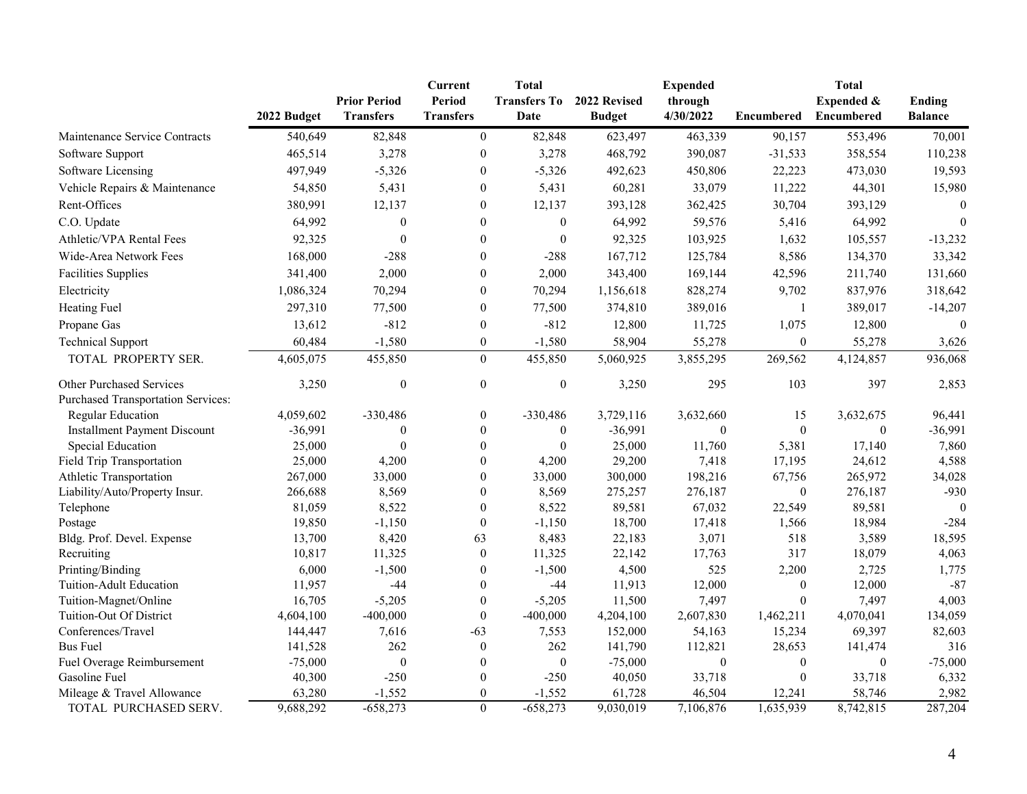| | 2022 Budget | Prior Period Transfers | Current Period Transfers | Total Transfers To Date | 2022 Revised Budget | Expended through 4/30/2022 | Encumbered | Total Expended & Encumbered | Ending Balance |
|---|---|---|---|---|---|---|---|---|---|
| Maintenance Service Contracts | 540,649 | 82,848 | 0 | 82,848 | 623,497 | 463,339 | 90,157 | 553,496 | 70,001 |
| Software Support | 465,514 | 3,278 | 0 | 3,278 | 468,792 | 390,087 | -31,533 | 358,554 | 110,238 |
| Software Licensing | 497,949 | -5,326 | 0 | -5,326 | 492,623 | 450,806 | 22,223 | 473,030 | 19,593 |
| Vehicle Repairs & Maintenance | 54,850 | 5,431 | 0 | 5,431 | 60,281 | 33,079 | 11,222 | 44,301 | 15,980 |
| Rent-Offices | 380,991 | 12,137 | 0 | 12,137 | 393,128 | 362,425 | 30,704 | 393,129 | 0 |
| C.O. Update | 64,992 | 0 | 0 | 0 | 64,992 | 59,576 | 5,416 | 64,992 | 0 |
| Athletic/VPA Rental Fees | 92,325 | 0 | 0 | 0 | 92,325 | 103,925 | 1,632 | 105,557 | -13,232 |
| Wide-Area Network Fees | 168,000 | -288 | 0 | -288 | 167,712 | 125,784 | 8,586 | 134,370 | 33,342 |
| Facilities Supplies | 341,400 | 2,000 | 0 | 2,000 | 343,400 | 169,144 | 42,596 | 211,740 | 131,660 |
| Electricity | 1,086,324 | 70,294 | 0 | 70,294 | 1,156,618 | 828,274 | 9,702 | 837,976 | 318,642 |
| Heating Fuel | 297,310 | 77,500 | 0 | 77,500 | 374,810 | 389,016 | 1 | 389,017 | -14,207 |
| Propane Gas | 13,612 | -812 | 0 | -812 | 12,800 | 11,725 | 1,075 | 12,800 | 0 |
| Technical Support | 60,484 | -1,580 | 0 | -1,580 | 58,904 | 55,278 | 0 | 55,278 | 3,626 |
| TOTAL PROPERTY SER. | 4,605,075 | 455,850 | 0 | 455,850 | 5,060,925 | 3,855,295 | 269,562 | 4,124,857 | 936,068 |
| Other Purchased Services | 3,250 | 0 | 0 | 0 | 3,250 | 295 | 103 | 397 | 2,853 |
| Purchased Transportation Services: | | | | | | | | | |
| Regular Education | 4,059,602 | -330,486 | 0 | -330,486 | 3,729,116 | 3,632,660 | 15 | 3,632,675 | 96,441 |
| Installment Payment Discount | -36,991 | 0 | 0 | 0 | -36,991 | 0 | 0 | 0 | -36,991 |
| Special Education | 25,000 | 0 | 0 | 0 | 25,000 | 11,760 | 5,381 | 17,140 | 7,860 |
| Field Trip Transportation | 25,000 | 4,200 | 0 | 4,200 | 29,200 | 7,418 | 17,195 | 24,612 | 4,588 |
| Athletic Transportation | 267,000 | 33,000 | 0 | 33,000 | 300,000 | 198,216 | 67,756 | 265,972 | 34,028 |
| Liability/Auto/Property Insur. | 266,688 | 8,569 | 0 | 8,569 | 275,257 | 276,187 | 0 | 276,187 | -930 |
| Telephone | 81,059 | 8,522 | 0 | 8,522 | 89,581 | 67,032 | 22,549 | 89,581 | 0 |
| Postage | 19,850 | -1,150 | 0 | -1,150 | 18,700 | 17,418 | 1,566 | 18,984 | -284 |
| Bldg. Prof. Devel. Expense | 13,700 | 8,420 | 63 | 8,483 | 22,183 | 3,071 | 518 | 3,589 | 18,595 |
| Recruiting | 10,817 | 11,325 | 0 | 11,325 | 22,142 | 17,763 | 317 | 18,079 | 4,063 |
| Printing/Binding | 6,000 | -1,500 | 0 | -1,500 | 4,500 | 525 | 2,200 | 2,725 | 1,775 |
| Tuition-Adult Education | 11,957 | -44 | 0 | -44 | 11,913 | 12,000 | 0 | 12,000 | -87 |
| Tuition-Magnet/Online | 16,705 | -5,205 | 0 | -5,205 | 11,500 | 7,497 | 0 | 7,497 | 4,003 |
| Tuition-Out Of District | 4,604,100 | -400,000 | 0 | -400,000 | 4,204,100 | 2,607,830 | 1,462,211 | 4,070,041 | 134,059 |
| Conferences/Travel | 144,447 | 7,616 | -63 | 7,553 | 152,000 | 54,163 | 15,234 | 69,397 | 82,603 |
| Bus Fuel | 141,528 | 262 | 0 | 262 | 141,790 | 112,821 | 28,653 | 141,474 | 316 |
| Fuel Overage Reimbursement | -75,000 | 0 | 0 | 0 | -75,000 | 0 | 0 | 0 | -75,000 |
| Gasoline Fuel | 40,300 | -250 | 0 | -250 | 40,050 | 33,718 | 0 | 33,718 | 6,332 |
| Mileage & Travel Allowance | 63,280 | -1,552 | 0 | -1,552 | 61,728 | 46,504 | 12,241 | 58,746 | 2,982 |
| TOTAL PURCHASED SERV. | 9,688,292 | -658,273 | 0 | -658,273 | 9,030,019 | 7,106,876 | 1,635,939 | 8,742,815 | 287,204 |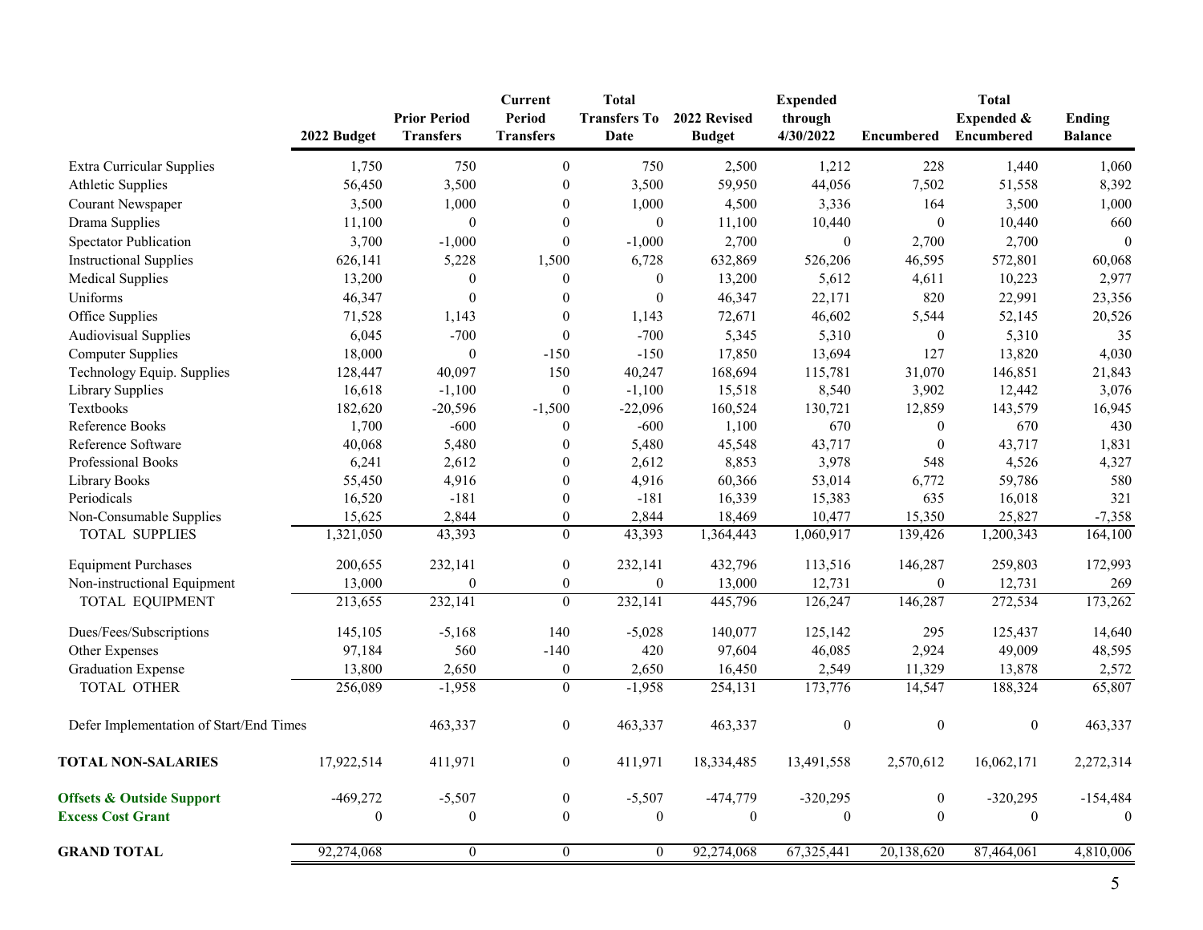| | 2022 Budget | Prior Period Transfers | Current Period Transfers | Total Transfers To Date | 2022 Revised Budget | Expended through 4/30/2022 | Encumbered | Total Expended & Encumbered | Ending Balance |
|---|---|---|---|---|---|---|---|---|---|
| Extra Curricular Supplies | 1,750 | 750 | 0 | 750 | 2,500 | 1,212 | 228 | 1,440 | 1,060 |
| Athletic Supplies | 56,450 | 3,500 | 0 | 3,500 | 59,950 | 44,056 | 7,502 | 51,558 | 8,392 |
| Courant Newspaper | 3,500 | 1,000 | 0 | 1,000 | 4,500 | 3,336 | 164 | 3,500 | 1,000 |
| Drama Supplies | 11,100 | 0 | 0 | 0 | 11,100 | 10,440 | 0 | 10,440 | 660 |
| Spectator Publication | 3,700 | -1,000 | 0 | -1,000 | 2,700 | 0 | 2,700 | 2,700 | 0 |
| Instructional Supplies | 626,141 | 5,228 | 1,500 | 6,728 | 632,869 | 526,206 | 46,595 | 572,801 | 60,068 |
| Medical Supplies | 13,200 | 0 | 0 | 0 | 13,200 | 5,612 | 4,611 | 10,223 | 2,977 |
| Uniforms | 46,347 | 0 | 0 | 0 | 46,347 | 22,171 | 820 | 22,991 | 23,356 |
| Office Supplies | 71,528 | 1,143 | 0 | 1,143 | 72,671 | 46,602 | 5,544 | 52,145 | 20,526 |
| Audiovisual Supplies | 6,045 | -700 | 0 | -700 | 5,345 | 5,310 | 0 | 5,310 | 35 |
| Computer Supplies | 18,000 | 0 | -150 | -150 | 17,850 | 13,694 | 127 | 13,820 | 4,030 |
| Technology Equip. Supplies | 128,447 | 40,097 | 150 | 40,247 | 168,694 | 115,781 | 31,070 | 146,851 | 21,843 |
| Library Supplies | 16,618 | -1,100 | 0 | -1,100 | 15,518 | 8,540 | 3,902 | 12,442 | 3,076 |
| Textbooks | 182,620 | -20,596 | -1,500 | -22,096 | 160,524 | 130,721 | 12,859 | 143,579 | 16,945 |
| Reference Books | 1,700 | -600 | 0 | -600 | 1,100 | 670 | 0 | 670 | 430 |
| Reference Software | 40,068 | 5,480 | 0 | 5,480 | 45,548 | 43,717 | 0 | 43,717 | 1,831 |
| Professional Books | 6,241 | 2,612 | 0 | 2,612 | 8,853 | 3,978 | 548 | 4,526 | 4,327 |
| Library Books | 55,450 | 4,916 | 0 | 4,916 | 60,366 | 53,014 | 6,772 | 59,786 | 580 |
| Periodicals | 16,520 | -181 | 0 | -181 | 16,339 | 15,383 | 635 | 16,018 | 321 |
| Non-Consumable Supplies | 15,625 | 2,844 | 0 | 2,844 | 18,469 | 10,477 | 15,350 | 25,827 | -7,358 |
| TOTAL SUPPLIES | 1,321,050 | 43,393 | 0 | 43,393 | 1,364,443 | 1,060,917 | 139,426 | 1,200,343 | 164,100 |
| Equipment Purchases | 200,655 | 232,141 | 0 | 232,141 | 432,796 | 113,516 | 146,287 | 259,803 | 172,993 |
| Non-instructional Equipment | 13,000 | 0 | 0 | 0 | 13,000 | 12,731 | 0 | 12,731 | 269 |
| TOTAL EQUIPMENT | 213,655 | 232,141 | 0 | 232,141 | 445,796 | 126,247 | 146,287 | 272,534 | 173,262 |
| Dues/Fees/Subscriptions | 145,105 | -5,168 | 140 | -5,028 | 140,077 | 125,142 | 295 | 125,437 | 14,640 |
| Other Expenses | 97,184 | 560 | -140 | 420 | 97,604 | 46,085 | 2,924 | 49,009 | 48,595 |
| Graduation Expense | 13,800 | 2,650 | 0 | 2,650 | 16,450 | 2,549 | 11,329 | 13,878 | 2,572 |
| TOTAL OTHER | 256,089 | -1,958 | 0 | -1,958 | 254,131 | 173,776 | 14,547 | 188,324 | 65,807 |
| Defer Implementation of Start/End Times | | 463,337 | 0 | 463,337 | 463,337 | 0 | 0 | 0 | 463,337 |
| **TOTAL NON-SALARIES** | 17,922,514 | 411,971 | 0 | 411,971 | 18,334,485 | 13,491,558 | 2,570,612 | 16,062,171 | 2,272,314 |
| **Offsets & Outside Support** | -469,272 | -5,507 | 0 | -5,507 | -474,779 | -320,295 | 0 | -320,295 | -154,484 |
| **Excess Cost Grant** | 0 | 0 | 0 | 0 | 0 | 0 | 0 | 0 | 0 |
| **GRAND TOTAL** | 92,274,068 | 0 | 0 | 0 | 92,274,068 | 67,325,441 | 20,138,620 | 87,464,061 | 4,810,006 |